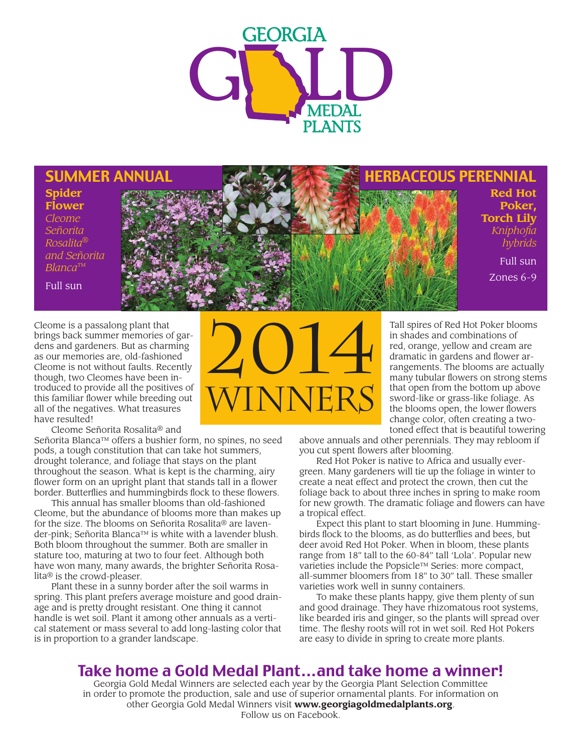# GEORGIA GOLD MEDAL PLANTS

# 2014 WINNERS

## SUMMER ANNUAL

**Spider Flower**
*Cleome Señorita Rosalita® and Señorita Blanca™*

Full sun

Cleome is a passalong plant that brings back summer memories of gardens and gardeners. But as charming as our memories are, old-fashioned Cleome is not without faults. Recently though, two Cleomes have been introduced to provide all the positives of this familiar flower while breeding out all of the negatives. What treasures have resulted!

Cleome Señorita Rosalita® and Señorita Blanca™ offers a bushier form, no spines, no seed pods, a tough constitution that can take hot summers, drought tolerance, and foliage that stays on the plant throughout the season. What is kept is the charming, airy flower form on an upright plant that stands tall in a flower border. Butterflies and hummingbirds flock to these flowers.

This annual has smaller blooms than old-fashioned Cleome, but the abundance of blooms more than makes up for the size. The blooms on Señorita Rosalita® are lavender-pink; Señorita Blanca™ is white with a lavender blush. Both bloom throughout the summer. Both are smaller in stature too, maturing at two to four feet. Although both have won many, many awards, the brighter Señorita Rosalita® is the crowd-pleaser.

Plant these in a sunny border after the soil warms in spring. This plant prefers average moisture and good drainage and is pretty drought resistant. One thing it cannot handle is wet soil. Plant it among other annuals as a vertical statement or mass several to add long-lasting color that is in proportion to a grander landscape.

## HERBACEOUS PERENNIAL

**Red Hot Poker, Torch Lily**
*Kniphofia hybrids*

Full sun

Zones 6-9

Tall spires of Red Hot Poker blooms in shades and combinations of red, orange, yellow and cream are dramatic in gardens and flower arrangements. The blooms are actually many tubular flowers on strong stems that open from the bottom up above sword-like or grass-like foliage. As the blooms open, the lower flowers change color, often creating a two-toned effect that is beautiful towering above annuals and other perennials. They may rebloom if you cut spent flowers after blooming.

Red Hot Poker is native to Africa and usually evergreen. Many gardeners will tie up the foliage in winter to create a neat effect and protect the crown, then cut the foliage back to about three inches in spring to make room for new growth. The dramatic foliage and flowers can have a tropical effect.

Expect this plant to start blooming in June. Hummingbirds flock to the blooms, as do butterflies and bees, but deer avoid Red Hot Poker. When in bloom, these plants range from 18" tall to the 60-84" tall 'Lola'. Popular new varieties include the Popsicle™ Series: more compact, all-summer bloomers from 18" to 30" tall. These smaller varieties work well in sunny containers.

To make these plants happy, give them plenty of sun and good drainage. They have rhizomatous root systems, like bearded iris and ginger, so the plants will spread over time. The fleshy roots will rot in wet soil. Red Hot Pokers are easy to divide in spring to create more plants.

## Take home a Gold Medal Plant…and take home a winner!

Georgia Gold Medal Winners are selected each year by the Georgia Plant Selection Committee in order to promote the production, sale and use of superior ornamental plants. For information on other Georgia Gold Medal Winners visit **www.georgiagoldmedalplants.org**. Follow us on Facebook.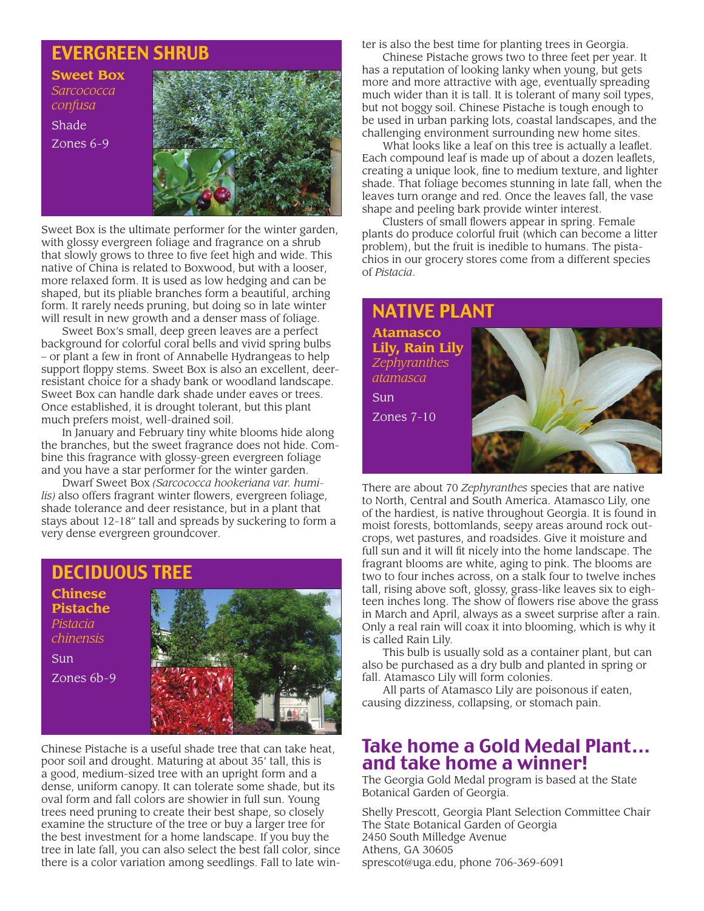## EVERGREEN SHRUB

**Sweet Box**
*Sarcococca confusa*
Shade
Zones 6-9

Sweet Box is the ultimate performer for the winter garden, with glossy evergreen foliage and fragrance on a shrub that slowly grows to three to five feet high and wide. This native of China is related to Boxwood, but with a looser, more relaxed form. It is used as low hedging and can be shaped, but its pliable branches form a beautiful, arching form. It rarely needs pruning, but doing so in late winter will result in new growth and a denser mass of foliage.

Sweet Box's small, deep green leaves are a perfect background for colorful coral bells and vivid spring bulbs – or plant a few in front of Annabelle Hydrangeas to help support floppy stems. Sweet Box is also an excellent, deer-resistant choice for a shady bank or woodland landscape. Sweet Box can handle dark shade under eaves or trees. Once established, it is drought tolerant, but this plant much prefers moist, well-drained soil.

In January and February tiny white blooms hide along the branches, but the sweet fragrance does not hide. Combine this fragrance with glossy-green evergreen foliage and you have a star performer for the winter garden.

Dwarf Sweet Box *(Sarcococca hookeriana var. humilis)* also offers fragrant winter flowers, evergreen foliage, shade tolerance and deer resistance, but in a plant that stays about 12-18" tall and spreads by suckering to form a very dense evergreen groundcover.

## DECIDUOUS TREE

**Chinese Pistache**
*Pistacia chinensis*
Sun
Zones 6b-9

Chinese Pistache is a useful shade tree that can take heat, poor soil and drought. Maturing at about 35′ tall, this is a good, medium-sized tree with an upright form and a dense, uniform canopy. It can tolerate some shade, but its oval form and fall colors are showier in full sun. Young trees need pruning to create their best shape, so closely examine the structure of the tree or buy a larger tree for the best investment for a home landscape. If you buy the tree in late fall, you can also select the best fall color, since there is a color variation among seedlings. Fall to late winter is also the best time for planting trees in Georgia.

Chinese Pistache grows two to three feet per year. It has a reputation of looking lanky when young, but gets more and more attractive with age, eventually spreading much wider than it is tall. It is tolerant of many soil types, but not boggy soil. Chinese Pistache is tough enough to be used in urban parking lots, coastal landscapes, and the challenging environment surrounding new home sites.

What looks like a leaf on this tree is actually a leaflet. Each compound leaf is made up of about a dozen leaflets, creating a unique look, fine to medium texture, and lighter shade. That foliage becomes stunning in late fall, when the leaves turn orange and red. Once the leaves fall, the vase shape and peeling bark provide winter interest.

Clusters of small flowers appear in spring. Female plants do produce colorful fruit (which can become a litter problem), but the fruit is inedible to humans. The pistachios in our grocery stores come from a different species of *Pistacia*.

## NATIVE PLANT

**Atamasco Lily, Rain Lily**
*Zephyranthes atamasca*
Sun
Zones 7-10

There are about 70 *Zephyranthes* species that are native to North, Central and South America. Atamasco Lily, one of the hardiest, is native throughout Georgia. It is found in moist forests, bottomlands, seepy areas around rock outcrops, wet pastures, and roadsides. Give it moisture and full sun and it will fit nicely into the home landscape. The fragrant blooms are white, aging to pink. The blooms are two to four inches across, on a stalk four to twelve inches tall, rising above soft, glossy, grass-like leaves six to eighteen inches long. The show of flowers rise above the grass in March and April, always as a sweet surprise after a rain. Only a real rain will coax it into blooming, which is why it is called Rain Lily.

This bulb is usually sold as a container plant, but can also be purchased as a dry bulb and planted in spring or fall. Atamasco Lily will form colonies.

All parts of Atamasco Lily are poisonous if eaten, causing dizziness, collapsing, or stomach pain.

## Take home a Gold Medal Plant… and take home a winner!

The Georgia Gold Medal program is based at the State Botanical Garden of Georgia.

Shelly Prescott, Georgia Plant Selection Committee Chair
The State Botanical Garden of Georgia
2450 South Milledge Avenue
Athens, GA 30605
sprescot@uga.edu, phone 706-369-6091